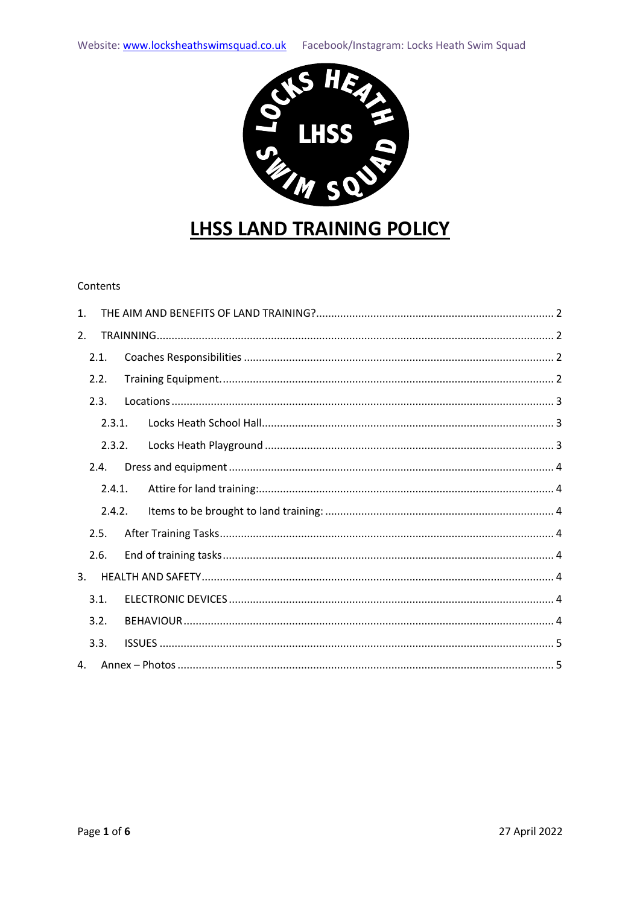Website: www.locksheathswimsquad.co.uk   Facebook/Instagram: Locks Heath Swim Squad

# LHSS LAND TRAINING POLICY

Contents

1. THE AIM AND BENEFITS OF LAND TRAINING? ..... 2
2. TRAINNING ..... 2
   - 2.1. Coaches Responsibilities ..... 2
   - 2.2. Training Equipment. ..... 2
   - 2.3. Locations ..... 3
     - 2.3.1. Locks Heath School Hall ..... 3
     - 2.3.2. Locks Heath Playground ..... 3
   - 2.4. Dress and equipment ..... 4
     - 2.4.1. Attire for land training: ..... 4
     - 2.4.2. Items to be brought to land training: ..... 4
   - 2.5. After Training Tasks ..... 4
   - 2.6. End of training tasks ..... 4
3. HEALTH AND SAFETY ..... 4
   - 3.1. ELECTRONIC DEVICES ..... 4
   - 3.2. BEHAVIOUR ..... 4
   - 3.3. ISSUES ..... 5
4. Annex – Photos ..... 5

27 April 2022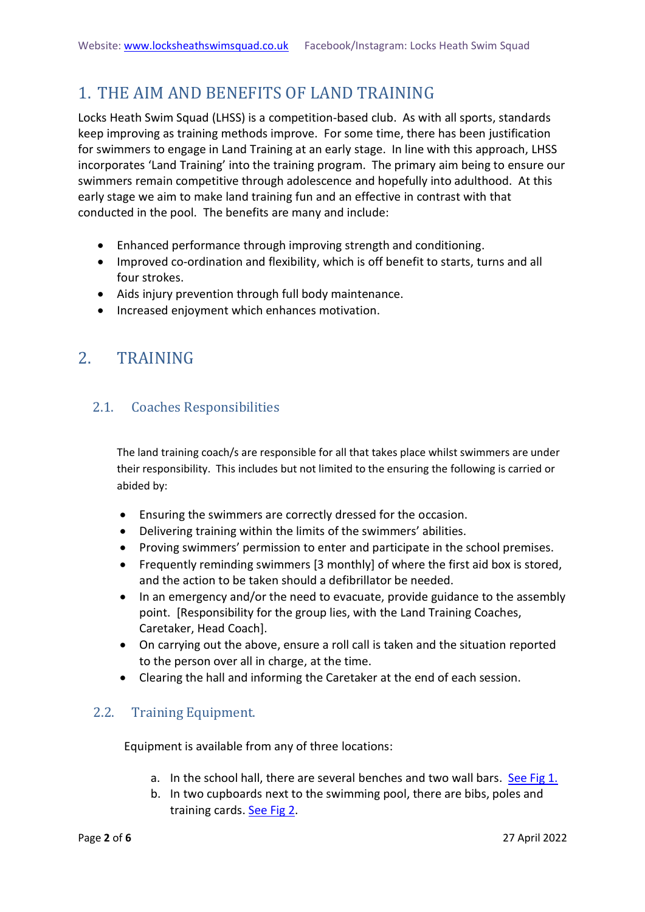# 1. THE AIM AND BENEFITS OF LAND TRAINING

Locks Heath Swim Squad (LHSS) is a competition-based club. As with all sports, standards keep improving as training methods improve. For some time, there has been justification for swimmers to engage in Land Training at an early stage. In line with this approach, LHSS incorporates 'Land Training' into the training program. The primary aim being to ensure our swimmers remain competitive through adolescence and hopefully into adulthood. At this early stage we aim to make land training fun and an effective in contrast with that conducted in the pool. The benefits are many and include:

- Enhanced performance through improving strength and conditioning.
- Improved co-ordination and flexibility, which is off benefit to starts, turns and all four strokes.
- Aids injury prevention through full body maintenance.
- Increased enjoyment which enhances motivation.

# 2. TRAINING

## 2.1. Coaches Responsibilities

The land training coach/s are responsible for all that takes place whilst swimmers are under their responsibility. This includes but not limited to the ensuring the following is carried or abided by:

- Ensuring the swimmers are correctly dressed for the occasion.
- Delivering training within the limits of the swimmers' abilities.
- Proving swimmers' permission to enter and participate in the school premises.
- Frequently reminding swimmers [3 monthly] of where the first aid box is stored, and the action to be taken should a defibrillator be needed.
- In an emergency and/or the need to evacuate, provide guidance to the assembly point. [Responsibility for the group lies, with the Land Training Coaches, Caretaker, Head Coach].
- On carrying out the above, ensure a roll call is taken and the situation reported to the person over all in charge, at the time.
- Clearing the hall and informing the Caretaker at the end of each session.

## 2.2. Training Equipment.

Equipment is available from any of three locations:

a. In the school hall, there are several benches and two wall bars. See Fig 1.
b. In two cupboards next to the swimming pool, there are bibs, poles and training cards. See Fig 2.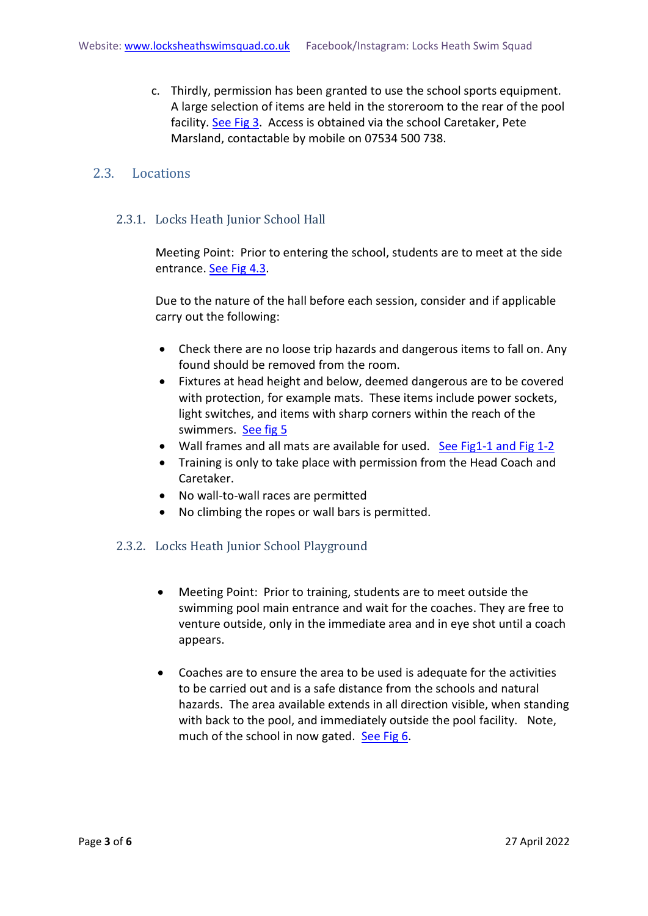c. Thirdly, permission has been granted to use the school sports equipment. A large selection of items are held in the storeroom to the rear of the pool facility. See Fig 3. Access is obtained via the school Caretaker, Pete Marsland, contactable by mobile on 07534 500 738.

## 2.3. Locations

### 2.3.1. Locks Heath Junior School Hall

Meeting Point: Prior to entering the school, students are to meet at the side entrance. See Fig 4.3.

Due to the nature of the hall before each session, consider and if applicable carry out the following:

- Check there are no loose trip hazards and dangerous items to fall on. Any found should be removed from the room.
- Fixtures at head height and below, deemed dangerous are to be covered with protection, for example mats. These items include power sockets, light switches, and items with sharp corners within the reach of the swimmers. See fig 5
- Wall frames and all mats are available for used. See Fig1-1 and Fig 1-2
- Training is only to take place with permission from the Head Coach and Caretaker.
- No wall-to-wall races are permitted
- No climbing the ropes or wall bars is permitted.

### 2.3.2. Locks Heath Junior School Playground

- Meeting Point: Prior to training, students are to meet outside the swimming pool main entrance and wait for the coaches. They are free to venture outside, only in the immediate area and in eye shot until a coach appears.

- Coaches are to ensure the area to be used is adequate for the activities to be carried out and is a safe distance from the schools and natural hazards. The area available extends in all direction visible, when standing with back to the pool, and immediately outside the pool facility. Note, much of the school in now gated. See Fig 6.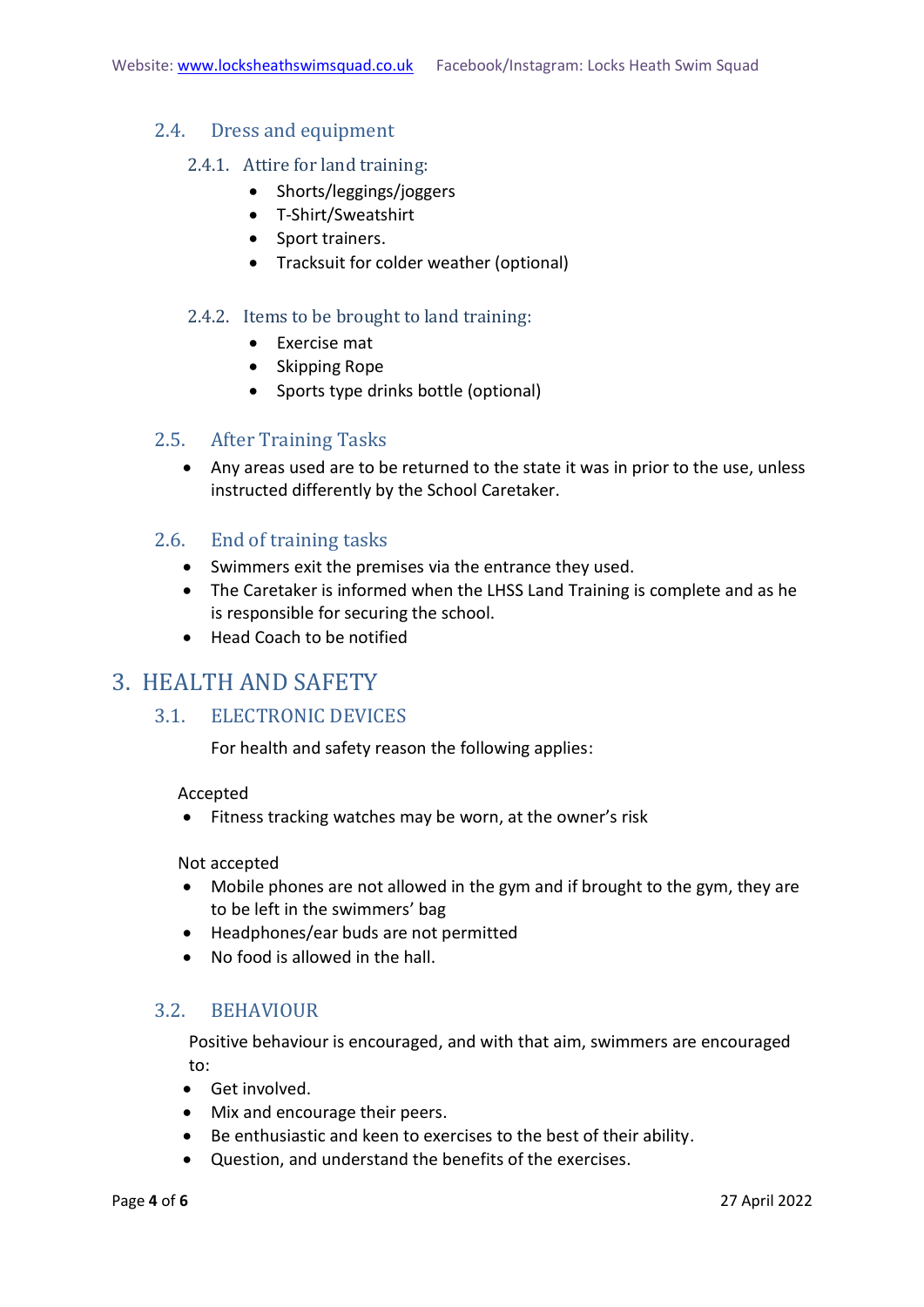### 2.4. Dress and equipment

#### 2.4.1. Attire for land training:

- Shorts/leggings/joggers
- T-Shirt/Sweatshirt
- Sport trainers.
- Tracksuit for colder weather (optional)

#### 2.4.2. Items to be brought to land training:

- Exercise mat
- Skipping Rope
- Sports type drinks bottle (optional)

### 2.5. After Training Tasks

- Any areas used are to be returned to the state it was in prior to the use, unless instructed differently by the School Caretaker.

### 2.6. End of training tasks

- Swimmers exit the premises via the entrance they used.
- The Caretaker is informed when the LHSS Land Training is complete and as he is responsible for securing the school.
- Head Coach to be notified

## 3. HEALTH AND SAFETY

### 3.1. ELECTRONIC DEVICES

For health and safety reason the following applies:

Accepted

- Fitness tracking watches may be worn, at the owner's risk

Not accepted

- Mobile phones are not allowed in the gym and if brought to the gym, they are to be left in the swimmers' bag
- Headphones/ear buds are not permitted
- No food is allowed in the hall.

### 3.2. BEHAVIOUR

Positive behaviour is encouraged, and with that aim, swimmers are encouraged to:

- Get involved.
- Mix and encourage their peers.
- Be enthusiastic and keen to exercises to the best of their ability.
- Question, and understand the benefits of the exercises.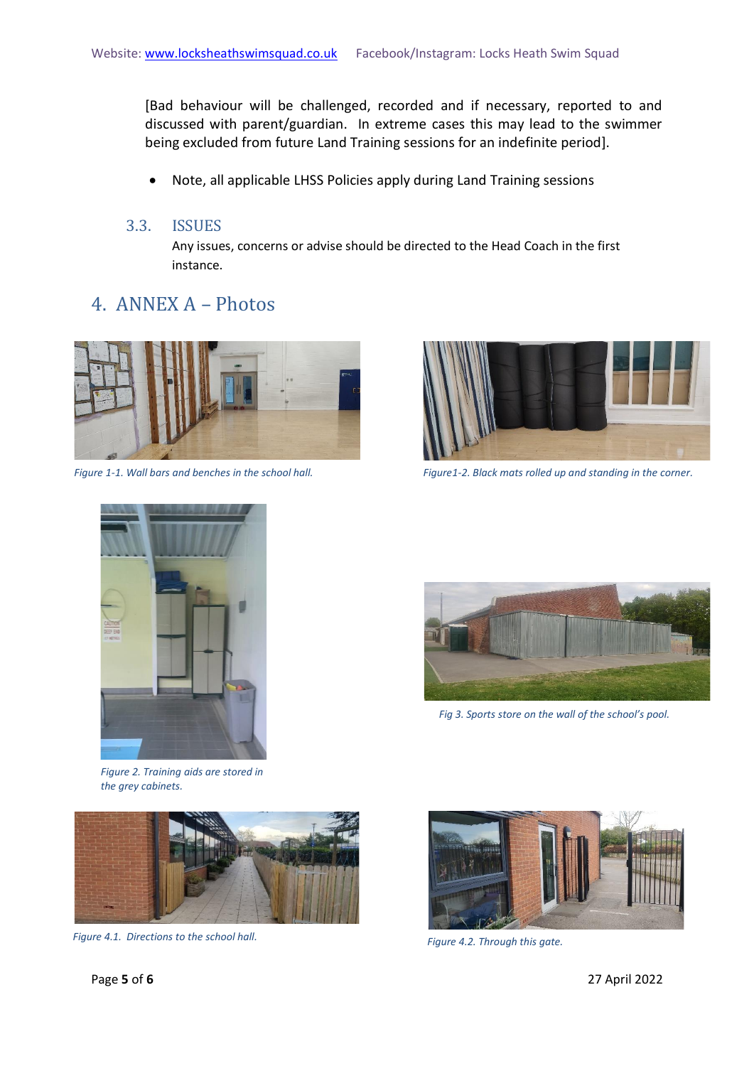[Bad behaviour will be challenged, recorded and if necessary, reported to and discussed with parent/guardian. In extreme cases this may lead to the swimmer being excluded from future Land Training sessions for an indefinite period].

- Note, all applicable LHSS Policies apply during Land Training sessions

### 3.3. ISSUES

Any issues, concerns or advise should be directed to the Head Coach in the first instance.

## 4. ANNEX A – Photos

*Figure 1-1. Wall bars and benches in the school hall.*

*Figure1-2. Black mats rolled up and standing in the corner.*

*Figure 2. Training aids are stored in the grey cabinets.*

*Fig 3. Sports store on the wall of the school's pool.*

*Figure 4.1. Directions to the school hall.*

*Figure 4.2. Through this gate.*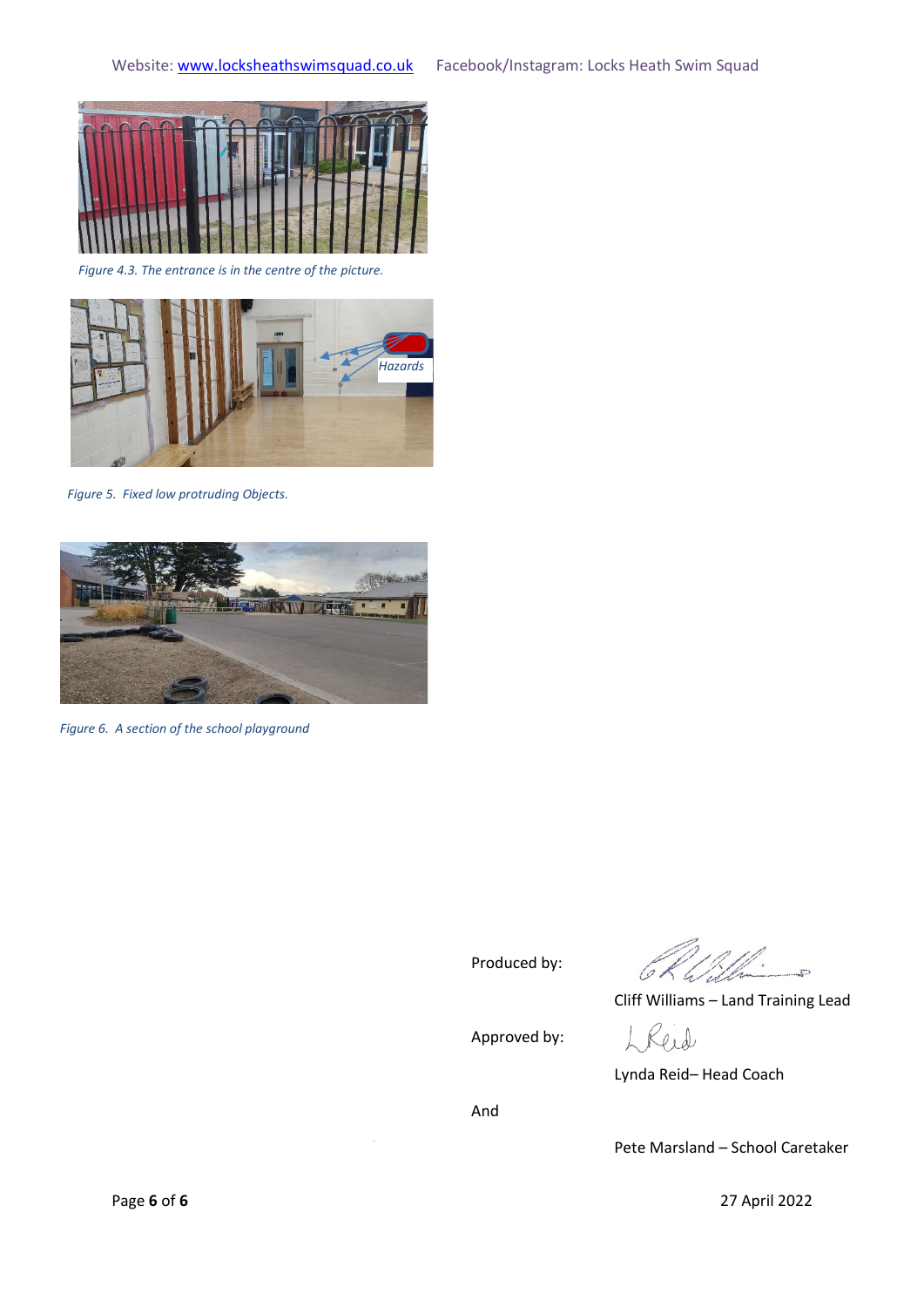Figure 4.3. The entrance is in the centre of the picture.

Hazards

Figure 5. Fixed low protruding Objects.

Figure 6. A section of the school playground

Produced by: Cliff Williams – Land Training Lead

Approved by: Lynda Reid– Head Coach

And

Pete Marsland – School Caretaker

27 April 2022